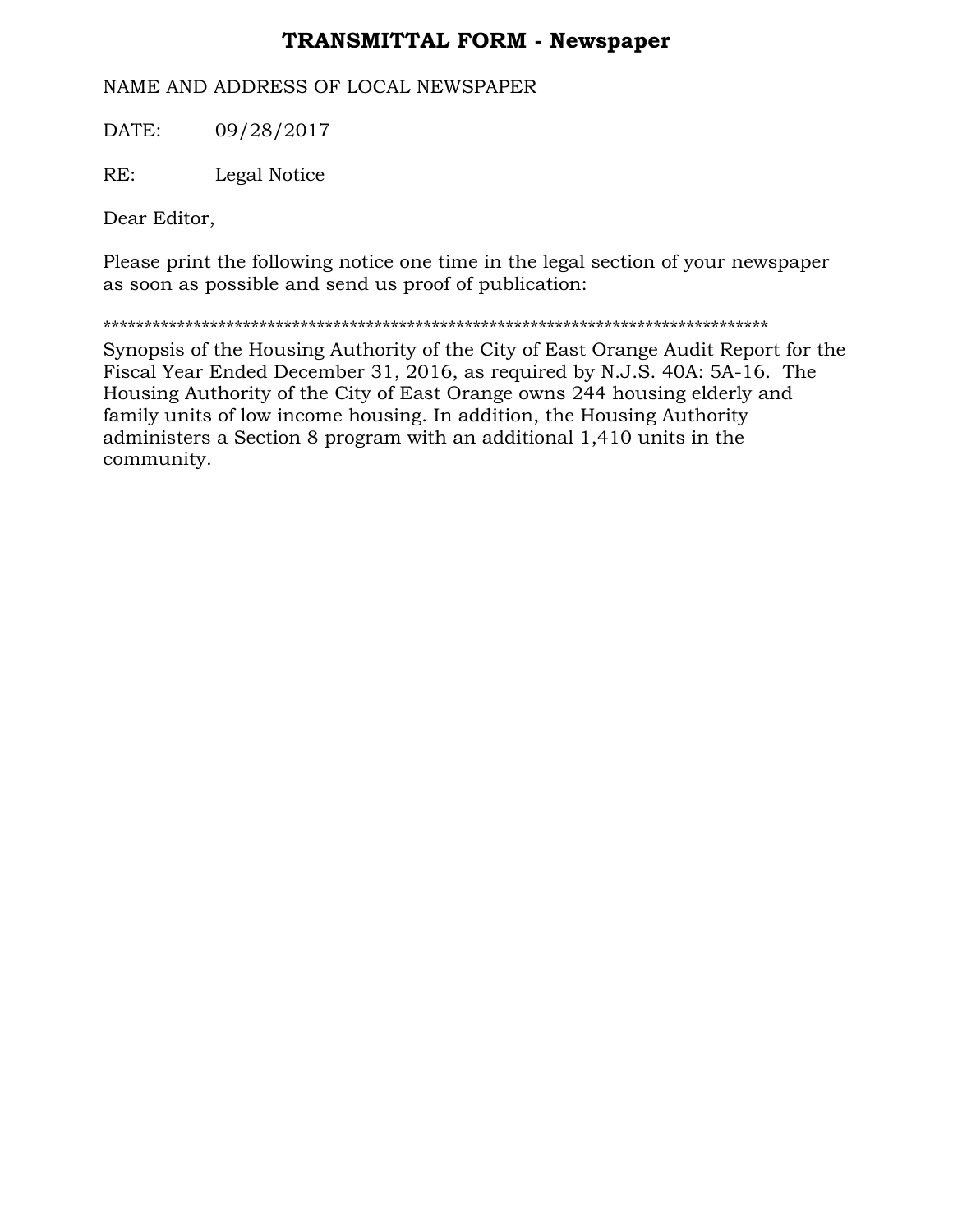# TRANSMITTAL FORM - Newspaper

NAME AND ADDRESS OF LOCAL NEWSPAPER

DATE: 09/28/2017

RE: Legal Notice

Dear Editor,

Please print the following notice one time in the legal section of your newspaper as soon as possible and send us proof of publication:

************************************************************************************

Synopsis of the Housing Authority of the City of East Orange Audit Report for the Fiscal Year Ended December 31, 2016, as required by N.J.S. 40A: 5A-16. The Housing Authority of the City of East Orange owns 244 housing elderly and family units of low income housing. In addition, the Housing Authority administers a Section 8 program with an additional 1,410 units in the community.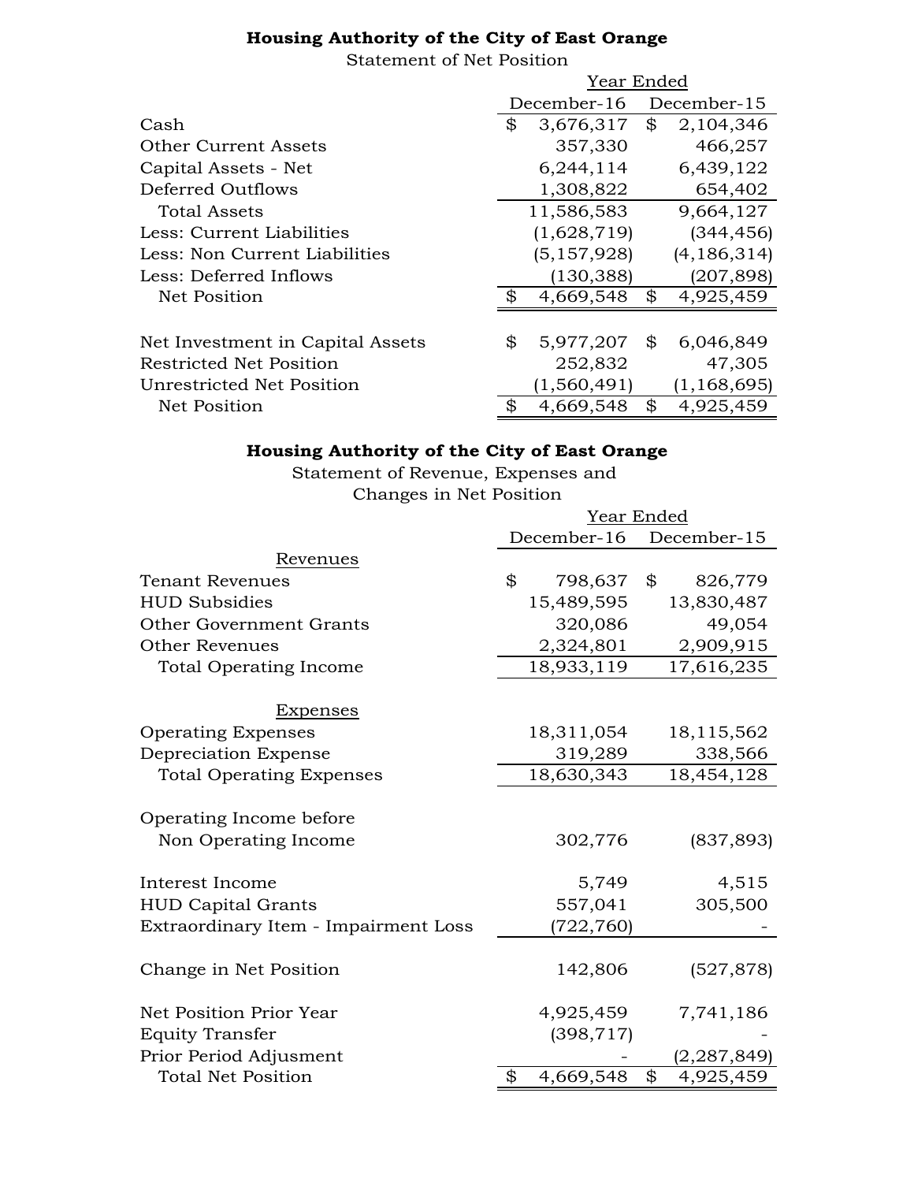## Housing Authority of the City of East Orange

Statement of Net Position

| | Year Ended | |
|---|---|---|
| | December-16 | December-15 |
| Cash | $ 3,676,317 | $ 2,104,346 |
| Other Current Assets | 357,330 | 466,257 |
| Capital Assets - Net | 6,244,114 | 6,439,122 |
| Deferred Outflows | 1,308,822 | 654,402 |
| Total Assets | 11,586,583 | 9,664,127 |
| Less: Current Liabilities | (1,628,719) | (344,456) |
| Less: Non Current Liabilities | (5,157,928) | (4,186,314) |
| Less: Deferred Inflows | (130,388) | (207,898) |
| Net Position | $ 4,669,548 | $ 4,925,459 |
| | | |
| Net Investment in Capital Assets | $ 5,977,207 | $ 6,046,849 |
| Restricted Net Position | 252,832 | 47,305 |
| Unrestricted Net Position | (1,560,491) | (1,168,695) |
| Net Position | $ 4,669,548 | $ 4,925,459 |

## Housing Authority of the City of East Orange

Statement of Revenue, Expenses and Changes in Net Position

| | Year Ended | |
|---|---|---|
| | December-16 | December-15 |
| Revenues | | |
| Tenant Revenues | $ 798,637 | $ 826,779 |
| HUD Subsidies | 15,489,595 | 13,830,487 |
| Other Government Grants | 320,086 | 49,054 |
| Other Revenues | 2,324,801 | 2,909,915 |
| Total Operating Income | 18,933,119 | 17,616,235 |
| | | |
| Expenses | | |
| Operating Expenses | 18,311,054 | 18,115,562 |
| Depreciation Expense | 319,289 | 338,566 |
| Total Operating Expenses | 18,630,343 | 18,454,128 |
| | | |
| Operating Income before Non Operating Income | 302,776 | (837,893) |
| | | |
| Interest Income | 5,749 | 4,515 |
| HUD Capital Grants | 557,041 | 305,500 |
| Extraordinary Item - Impairment Loss | (722,760) | - |
| | | |
| Change in Net Position | 142,806 | (527,878) |
| | | |
| Net Position Prior Year | 4,925,459 | 7,741,186 |
| Equity Transfer | (398,717) | - |
| Prior Period Adjusment | - | (2,287,849) |
| Total Net Position | $ 4,669,548 | $ 4,925,459 |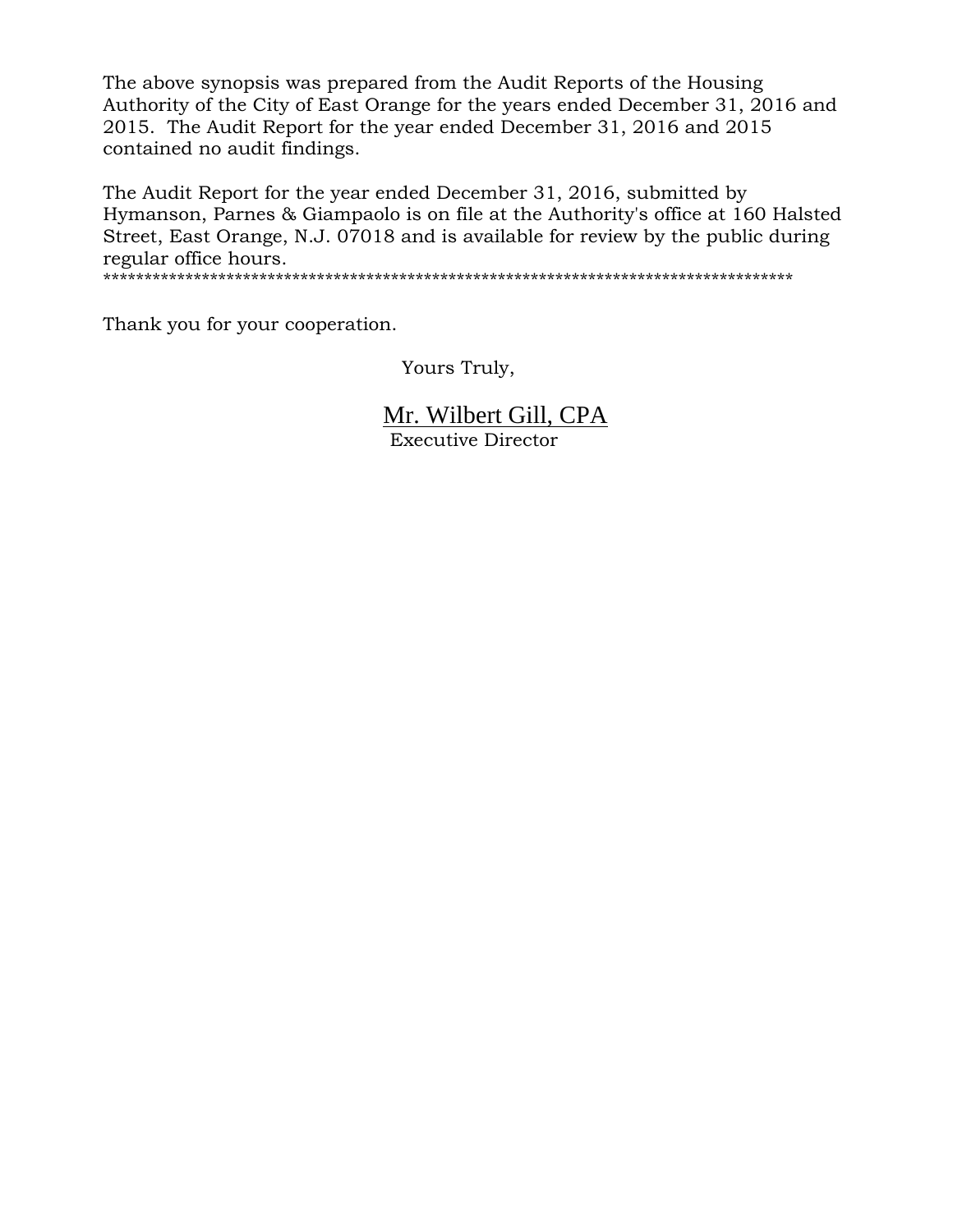The above synopsis was prepared from the Audit Reports of the Housing Authority of the City of East Orange for the years ended December 31, 2016 and 2015. The Audit Report for the year ended December 31, 2016 and 2015 contained no audit findings.

The Audit Report for the year ended December 31, 2016, submitted by Hymanson, Parnes & Giampaolo is on file at the Authority's office at 160 Halsted Street, East Orange, N.J. 07018 and is available for review by the public during regular office hours.

*************************************************************************************

Thank you for your cooperation.

Yours Truly,

Mr. Wilbert Gill, CPA
Executive Director